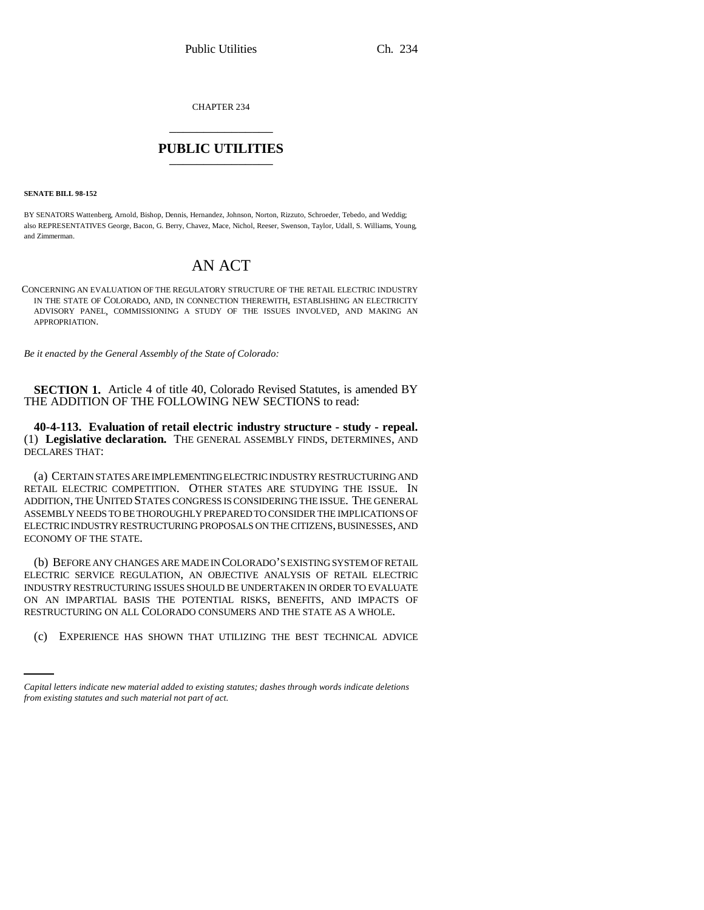CHAPTER 234

# PUBLIC UTILITIES

**SENATE BILL 98-152**

BY SENATORS Wattenberg, Arnold, Bishop, Dennis, Hernandez, Johnson, Norton, Rizzuto, Schroeder, Tebedo, and Weddig; also REPRESENTATIVES George, Bacon, G. Berry, Chavez, Mace, Nichol, Reeser, Swenson, Taylor, Udall, S. Williams, Young, and Zimmerman.

# AN ACT

CONCERNING AN EVALUATION OF THE REGULATORY STRUCTURE OF THE RETAIL ELECTRIC INDUSTRY IN THE STATE OF COLORADO, AND, IN CONNECTION THEREWITH, ESTABLISHING AN ELECTRICITY ADVISORY PANEL, COMMISSIONING A STUDY OF THE ISSUES INVOLVED, AND MAKING AN APPROPRIATION.

*Be it enacted by the General Assembly of the State of Colorado:*

**SECTION 1.** Article 4 of title 40, Colorado Revised Statutes, is amended BY THE ADDITION OF THE FOLLOWING NEW SECTIONS to read:

**40-4-113. Evaluation of retail electric industry structure - study - repeal.** (1) **Legislative declaration.** THE GENERAL ASSEMBLY FINDS, DETERMINES, AND DECLARES THAT:

(a) CERTAIN STATES ARE IMPLEMENTING ELECTRIC INDUSTRY RESTRUCTURING AND RETAIL ELECTRIC COMPETITION. OTHER STATES ARE STUDYING THE ISSUE. IN ADDITION, THE UNITED STATES CONGRESS IS CONSIDERING THE ISSUE. THE GENERAL ASSEMBLY NEEDS TO BE THOROUGHLY PREPARED TO CONSIDER THE IMPLICATIONS OF ELECTRIC INDUSTRY RESTRUCTURING PROPOSALS ON THE CITIZENS, BUSINESSES, AND ECONOMY OF THE STATE.

(b) BEFORE ANY CHANGES ARE MADE IN COLORADO'S EXISTING SYSTEM OF RETAIL ELECTRIC SERVICE REGULATION, AN OBJECTIVE ANALYSIS OF RETAIL ELECTRIC INDUSTRY RESTRUCTURING ISSUES SHOULD BE UNDERTAKEN IN ORDER TO EVALUATE ON AN IMPARTIAL BASIS THE POTENTIAL RISKS, BENEFITS, AND IMPACTS OF RESTRUCTURING ON ALL COLORADO CONSUMERS AND THE STATE AS A WHOLE.

(c) EXPERIENCE HAS SHOWN THAT UTILIZING THE BEST TECHNICAL ADVICE

*Capital letters indicate new material added to existing statutes; dashes through words indicate deletions from existing statutes and such material not part of act.*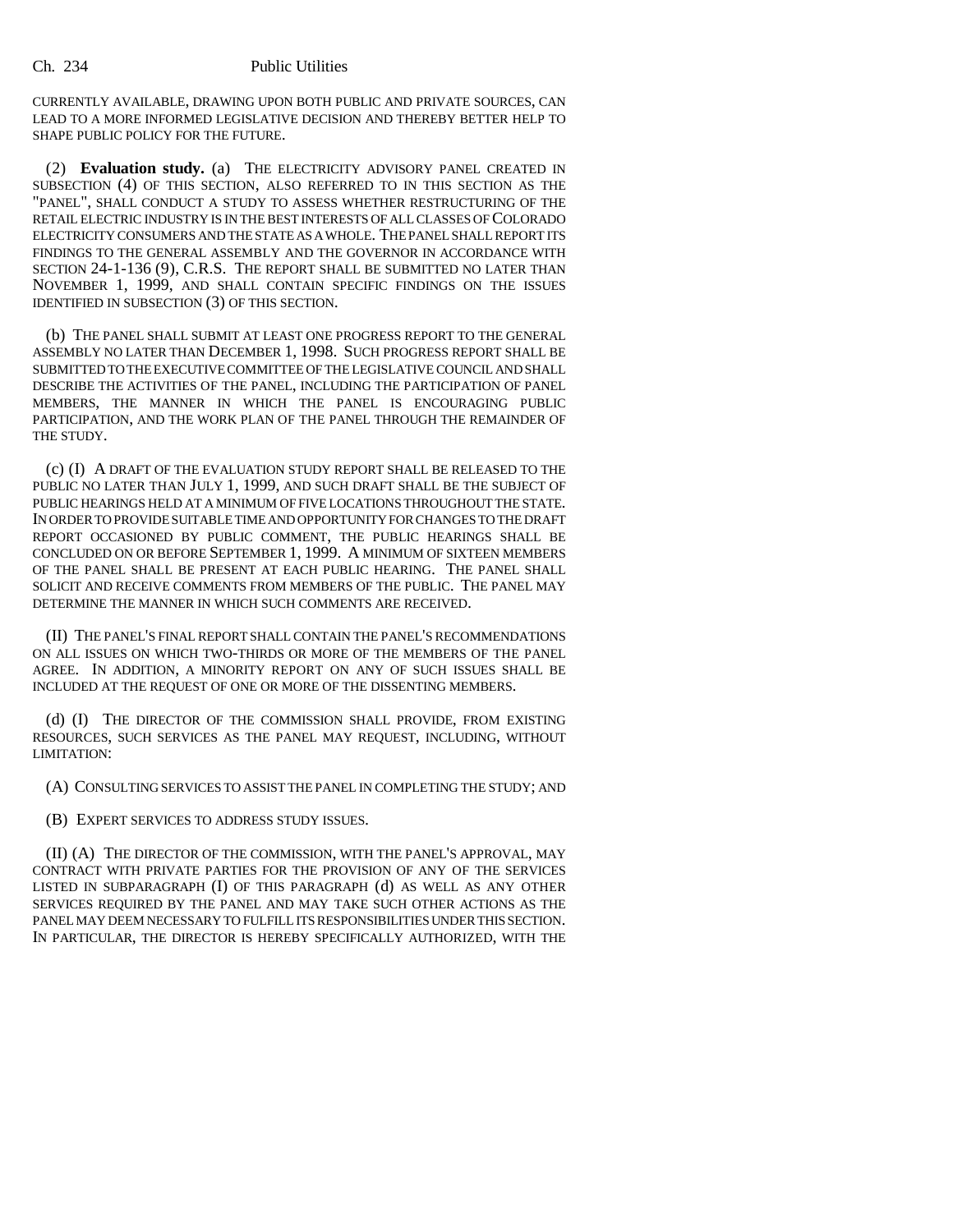CURRENTLY AVAILABLE, DRAWING UPON BOTH PUBLIC AND PRIVATE SOURCES, CAN LEAD TO A MORE INFORMED LEGISLATIVE DECISION AND THEREBY BETTER HELP TO SHAPE PUBLIC POLICY FOR THE FUTURE.

(2) **Evaluation study.** (a) THE ELECTRICITY ADVISORY PANEL CREATED IN SUBSECTION (4) OF THIS SECTION, ALSO REFERRED TO IN THIS SECTION AS THE "PANEL", SHALL CONDUCT A STUDY TO ASSESS WHETHER RESTRUCTURING OF THE RETAIL ELECTRIC INDUSTRY IS IN THE BEST INTERESTS OF ALL CLASSES OF COLORADO ELECTRICITY CONSUMERS AND THE STATE AS A WHOLE. THE PANEL SHALL REPORT ITS FINDINGS TO THE GENERAL ASSEMBLY AND THE GOVERNOR IN ACCORDANCE WITH SECTION 24-1-136 (9), C.R.S. THE REPORT SHALL BE SUBMITTED NO LATER THAN NOVEMBER 1, 1999, AND SHALL CONTAIN SPECIFIC FINDINGS ON THE ISSUES IDENTIFIED IN SUBSECTION (3) OF THIS SECTION.

(b) THE PANEL SHALL SUBMIT AT LEAST ONE PROGRESS REPORT TO THE GENERAL ASSEMBLY NO LATER THAN DECEMBER 1, 1998. SUCH PROGRESS REPORT SHALL BE SUBMITTED TO THE EXECUTIVE COMMITTEE OF THE LEGISLATIVE COUNCIL AND SHALL DESCRIBE THE ACTIVITIES OF THE PANEL, INCLUDING THE PARTICIPATION OF PANEL MEMBERS, THE MANNER IN WHICH THE PANEL IS ENCOURAGING PUBLIC PARTICIPATION, AND THE WORK PLAN OF THE PANEL THROUGH THE REMAINDER OF THE STUDY.

(c) (I) A DRAFT OF THE EVALUATION STUDY REPORT SHALL BE RELEASED TO THE PUBLIC NO LATER THAN JULY 1, 1999, AND SUCH DRAFT SHALL BE THE SUBJECT OF PUBLIC HEARINGS HELD AT A MINIMUM OF FIVE LOCATIONS THROUGHOUT THE STATE. IN ORDER TO PROVIDE SUITABLE TIME AND OPPORTUNITY FOR CHANGES TO THE DRAFT REPORT OCCASIONED BY PUBLIC COMMENT, THE PUBLIC HEARINGS SHALL BE CONCLUDED ON OR BEFORE SEPTEMBER 1, 1999. A MINIMUM OF SIXTEEN MEMBERS OF THE PANEL SHALL BE PRESENT AT EACH PUBLIC HEARING. THE PANEL SHALL SOLICIT AND RECEIVE COMMENTS FROM MEMBERS OF THE PUBLIC. THE PANEL MAY DETERMINE THE MANNER IN WHICH SUCH COMMENTS ARE RECEIVED.

(II) THE PANEL'S FINAL REPORT SHALL CONTAIN THE PANEL'S RECOMMENDATIONS ON ALL ISSUES ON WHICH TWO-THIRDS OR MORE OF THE MEMBERS OF THE PANEL AGREE. IN ADDITION, A MINORITY REPORT ON ANY OF SUCH ISSUES SHALL BE INCLUDED AT THE REQUEST OF ONE OR MORE OF THE DISSENTING MEMBERS.

(d) (I) THE DIRECTOR OF THE COMMISSION SHALL PROVIDE, FROM EXISTING RESOURCES, SUCH SERVICES AS THE PANEL MAY REQUEST, INCLUDING, WITHOUT LIMITATION:

(A) CONSULTING SERVICES TO ASSIST THE PANEL IN COMPLETING THE STUDY; AND

(B) EXPERT SERVICES TO ADDRESS STUDY ISSUES.

(II) (A) THE DIRECTOR OF THE COMMISSION, WITH THE PANEL'S APPROVAL, MAY CONTRACT WITH PRIVATE PARTIES FOR THE PROVISION OF ANY OF THE SERVICES LISTED IN SUBPARAGRAPH (I) OF THIS PARAGRAPH (d) AS WELL AS ANY OTHER SERVICES REQUIRED BY THE PANEL AND MAY TAKE SUCH OTHER ACTIONS AS THE PANEL MAY DEEM NECESSARY TO FULFILL ITS RESPONSIBILITIES UNDER THIS SECTION. IN PARTICULAR, THE DIRECTOR IS HEREBY SPECIFICALLY AUTHORIZED, WITH THE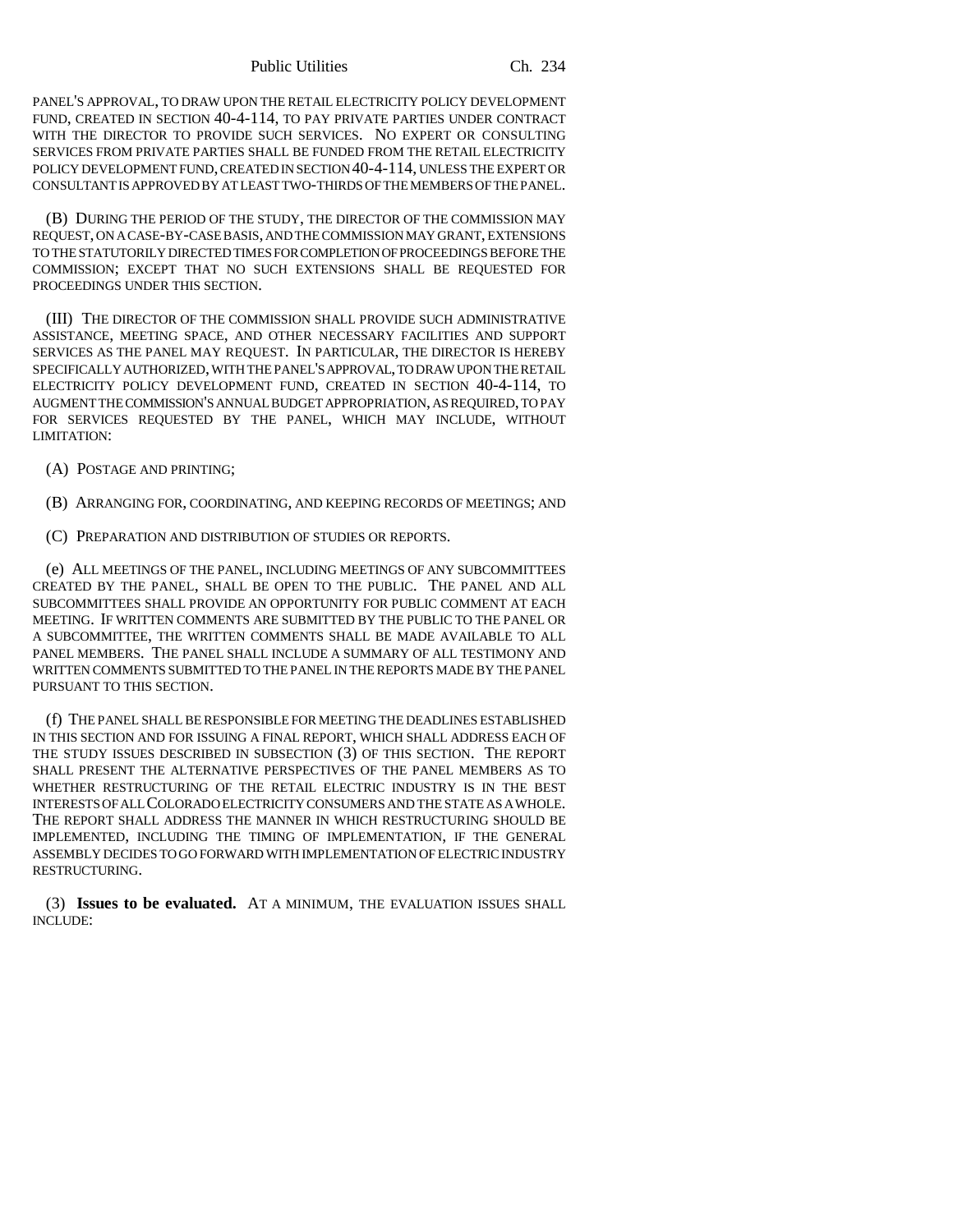PANEL'S APPROVAL, TO DRAW UPON THE RETAIL ELECTRICITY POLICY DEVELOPMENT FUND, CREATED IN SECTION 40-4-114, TO PAY PRIVATE PARTIES UNDER CONTRACT WITH THE DIRECTOR TO PROVIDE SUCH SERVICES. NO EXPERT OR CONSULTING SERVICES FROM PRIVATE PARTIES SHALL BE FUNDED FROM THE RETAIL ELECTRICITY POLICY DEVELOPMENT FUND, CREATED IN SECTION 40-4-114, UNLESS THE EXPERT OR CONSULTANT IS APPROVED BY AT LEAST TWO-THIRDS OF THE MEMBERS OF THE PANEL.

(B) DURING THE PERIOD OF THE STUDY, THE DIRECTOR OF THE COMMISSION MAY REQUEST, ON A CASE-BY-CASE BASIS, AND THE COMMISSION MAY GRANT, EXTENSIONS TO THE STATUTORILY DIRECTED TIMES FOR COMPLETION OF PROCEEDINGS BEFORE THE COMMISSION; EXCEPT THAT NO SUCH EXTENSIONS SHALL BE REQUESTED FOR PROCEEDINGS UNDER THIS SECTION.

(III) THE DIRECTOR OF THE COMMISSION SHALL PROVIDE SUCH ADMINISTRATIVE ASSISTANCE, MEETING SPACE, AND OTHER NECESSARY FACILITIES AND SUPPORT SERVICES AS THE PANEL MAY REQUEST. IN PARTICULAR, THE DIRECTOR IS HEREBY SPECIFICALLY AUTHORIZED, WITH THE PANEL'S APPROVAL, TO DRAW UPON THE RETAIL ELECTRICITY POLICY DEVELOPMENT FUND, CREATED IN SECTION 40-4-114, TO AUGMENT THE COMMISSION'S ANNUAL BUDGET APPROPRIATION, AS REQUIRED, TO PAY FOR SERVICES REQUESTED BY THE PANEL, WHICH MAY INCLUDE, WITHOUT LIMITATION:

(A) POSTAGE AND PRINTING;

(B) ARRANGING FOR, COORDINATING, AND KEEPING RECORDS OF MEETINGS; AND

(C) PREPARATION AND DISTRIBUTION OF STUDIES OR REPORTS.

(e) ALL MEETINGS OF THE PANEL, INCLUDING MEETINGS OF ANY SUBCOMMITTEES CREATED BY THE PANEL, SHALL BE OPEN TO THE PUBLIC. THE PANEL AND ALL SUBCOMMITTEES SHALL PROVIDE AN OPPORTUNITY FOR PUBLIC COMMENT AT EACH MEETING. IF WRITTEN COMMENTS ARE SUBMITTED BY THE PUBLIC TO THE PANEL OR A SUBCOMMITTEE, THE WRITTEN COMMENTS SHALL BE MADE AVAILABLE TO ALL PANEL MEMBERS. THE PANEL SHALL INCLUDE A SUMMARY OF ALL TESTIMONY AND WRITTEN COMMENTS SUBMITTED TO THE PANEL IN THE REPORTS MADE BY THE PANEL PURSUANT TO THIS SECTION.

(f) THE PANEL SHALL BE RESPONSIBLE FOR MEETING THE DEADLINES ESTABLISHED IN THIS SECTION AND FOR ISSUING A FINAL REPORT, WHICH SHALL ADDRESS EACH OF THE STUDY ISSUES DESCRIBED IN SUBSECTION (3) OF THIS SECTION. THE REPORT SHALL PRESENT THE ALTERNATIVE PERSPECTIVES OF THE PANEL MEMBERS AS TO WHETHER RESTRUCTURING OF THE RETAIL ELECTRIC INDUSTRY IS IN THE BEST INTERESTS OF ALL COLORADO ELECTRICITY CONSUMERS AND THE STATE AS A WHOLE. THE REPORT SHALL ADDRESS THE MANNER IN WHICH RESTRUCTURING SHOULD BE IMPLEMENTED, INCLUDING THE TIMING OF IMPLEMENTATION, IF THE GENERAL ASSEMBLY DECIDES TO GO FORWARD WITH IMPLEMENTATION OF ELECTRIC INDUSTRY RESTRUCTURING.

(3) **Issues to be evaluated.** AT A MINIMUM, THE EVALUATION ISSUES SHALL INCLUDE: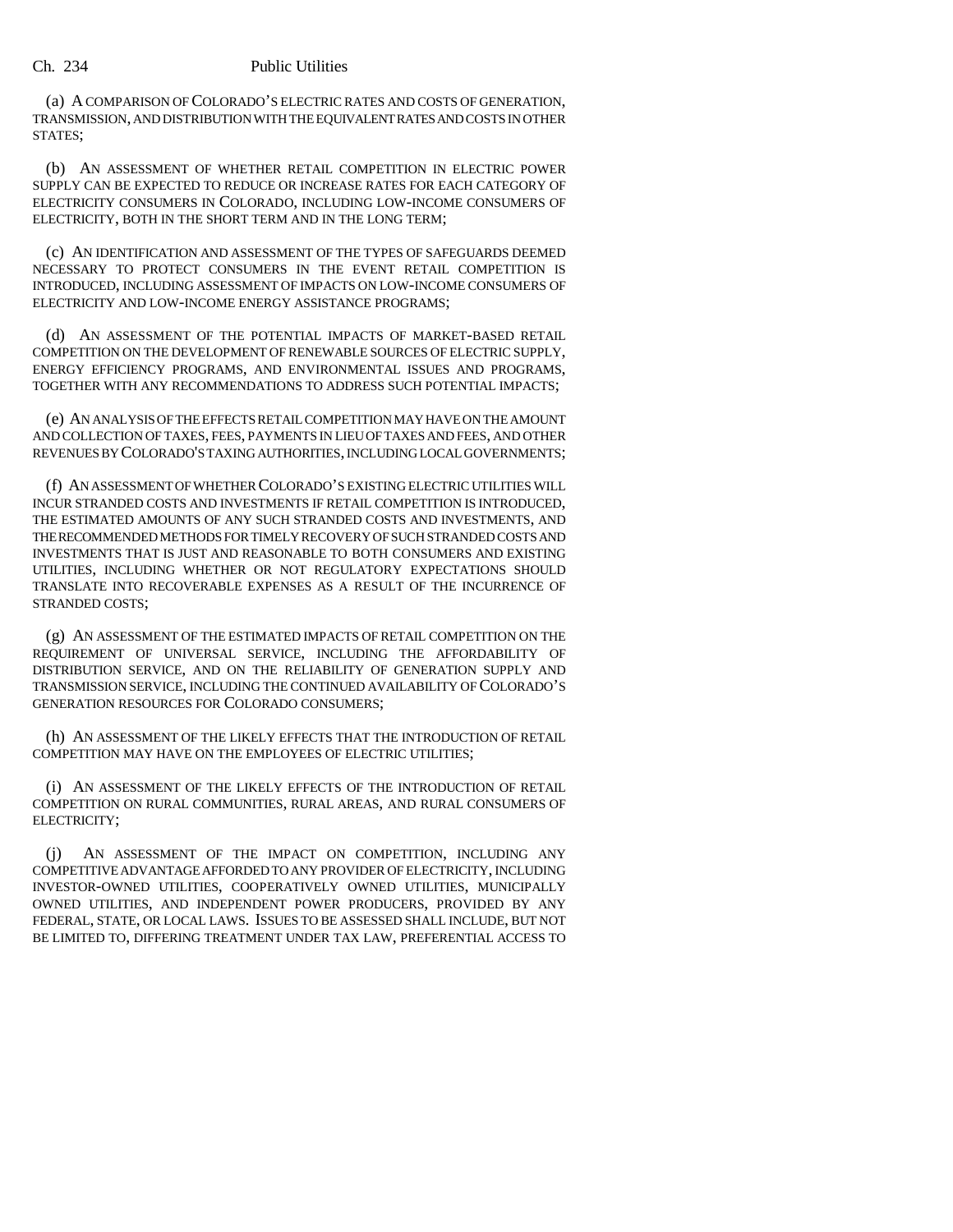(a) A COMPARISON OF COLORADO'S ELECTRIC RATES AND COSTS OF GENERATION, TRANSMISSION, AND DISTRIBUTION WITH THE EQUIVALENT RATES AND COSTS IN OTHER STATES;

(b) AN ASSESSMENT OF WHETHER RETAIL COMPETITION IN ELECTRIC POWER SUPPLY CAN BE EXPECTED TO REDUCE OR INCREASE RATES FOR EACH CATEGORY OF ELECTRICITY CONSUMERS IN COLORADO, INCLUDING LOW-INCOME CONSUMERS OF ELECTRICITY, BOTH IN THE SHORT TERM AND IN THE LONG TERM;

(c) AN IDENTIFICATION AND ASSESSMENT OF THE TYPES OF SAFEGUARDS DEEMED NECESSARY TO PROTECT CONSUMERS IN THE EVENT RETAIL COMPETITION IS INTRODUCED, INCLUDING ASSESSMENT OF IMPACTS ON LOW-INCOME CONSUMERS OF ELECTRICITY AND LOW-INCOME ENERGY ASSISTANCE PROGRAMS;

(d) AN ASSESSMENT OF THE POTENTIAL IMPACTS OF MARKET-BASED RETAIL COMPETITION ON THE DEVELOPMENT OF RENEWABLE SOURCES OF ELECTRIC SUPPLY, ENERGY EFFICIENCY PROGRAMS, AND ENVIRONMENTAL ISSUES AND PROGRAMS, TOGETHER WITH ANY RECOMMENDATIONS TO ADDRESS SUCH POTENTIAL IMPACTS;

(e) AN ANALYSIS OF THE EFFECTS RETAIL COMPETITION MAY HAVE ON THE AMOUNT AND COLLECTION OF TAXES, FEES, PAYMENTS IN LIEU OF TAXES AND FEES, AND OTHER REVENUES BY COLORADO'S TAXING AUTHORITIES, INCLUDING LOCAL GOVERNMENTS;

(f) AN ASSESSMENT OF WHETHER COLORADO'S EXISTING ELECTRIC UTILITIES WILL INCUR STRANDED COSTS AND INVESTMENTS IF RETAIL COMPETITION IS INTRODUCED, THE ESTIMATED AMOUNTS OF ANY SUCH STRANDED COSTS AND INVESTMENTS, AND THE RECOMMENDED METHODS FOR TIMELY RECOVERY OF SUCH STRANDED COSTS AND INVESTMENTS THAT IS JUST AND REASONABLE TO BOTH CONSUMERS AND EXISTING UTILITIES, INCLUDING WHETHER OR NOT REGULATORY EXPECTATIONS SHOULD TRANSLATE INTO RECOVERABLE EXPENSES AS A RESULT OF THE INCURRENCE OF STRANDED COSTS;

(g) AN ASSESSMENT OF THE ESTIMATED IMPACTS OF RETAIL COMPETITION ON THE REQUIREMENT OF UNIVERSAL SERVICE, INCLUDING THE AFFORDABILITY OF DISTRIBUTION SERVICE, AND ON THE RELIABILITY OF GENERATION SUPPLY AND TRANSMISSION SERVICE, INCLUDING THE CONTINUED AVAILABILITY OF COLORADO'S GENERATION RESOURCES FOR COLORADO CONSUMERS;

(h) AN ASSESSMENT OF THE LIKELY EFFECTS THAT THE INTRODUCTION OF RETAIL COMPETITION MAY HAVE ON THE EMPLOYEES OF ELECTRIC UTILITIES;

(i) AN ASSESSMENT OF THE LIKELY EFFECTS OF THE INTRODUCTION OF RETAIL COMPETITION ON RURAL COMMUNITIES, RURAL AREAS, AND RURAL CONSUMERS OF ELECTRICITY;

(j) AN ASSESSMENT OF THE IMPACT ON COMPETITION, INCLUDING ANY COMPETITIVE ADVANTAGE AFFORDED TO ANY PROVIDER OF ELECTRICITY, INCLUDING INVESTOR-OWNED UTILITIES, COOPERATIVELY OWNED UTILITIES, MUNICIPALLY OWNED UTILITIES, AND INDEPENDENT POWER PRODUCERS, PROVIDED BY ANY FEDERAL, STATE, OR LOCAL LAWS. ISSUES TO BE ASSESSED SHALL INCLUDE, BUT NOT BE LIMITED TO, DIFFERING TREATMENT UNDER TAX LAW, PREFERENTIAL ACCESS TO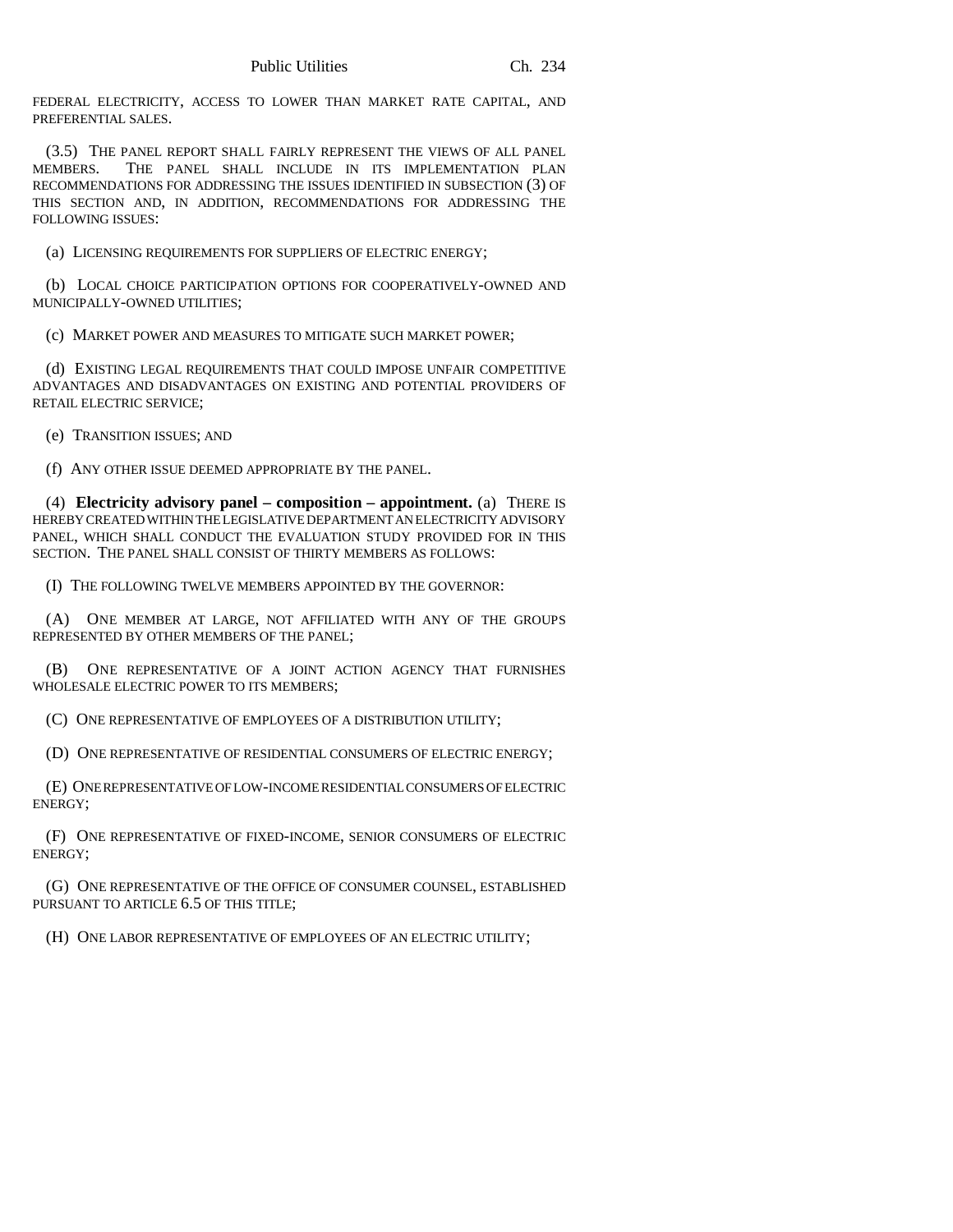FEDERAL ELECTRICITY, ACCESS TO LOWER THAN MARKET RATE CAPITAL, AND PREFERENTIAL SALES.

(3.5) THE PANEL REPORT SHALL FAIRLY REPRESENT THE VIEWS OF ALL PANEL MEMBERS. THE PANEL SHALL INCLUDE IN ITS IMPLEMENTATION PLAN RECOMMENDATIONS FOR ADDRESSING THE ISSUES IDENTIFIED IN SUBSECTION (3) OF THIS SECTION AND, IN ADDITION, RECOMMENDATIONS FOR ADDRESSING THE FOLLOWING ISSUES:

(a) LICENSING REQUIREMENTS FOR SUPPLIERS OF ELECTRIC ENERGY;

(b) LOCAL CHOICE PARTICIPATION OPTIONS FOR COOPERATIVELY-OWNED AND MUNICIPALLY-OWNED UTILITIES;

(c) MARKET POWER AND MEASURES TO MITIGATE SUCH MARKET POWER;

(d) EXISTING LEGAL REQUIREMENTS THAT COULD IMPOSE UNFAIR COMPETITIVE ADVANTAGES AND DISADVANTAGES ON EXISTING AND POTENTIAL PROVIDERS OF RETAIL ELECTRIC SERVICE;

(e) TRANSITION ISSUES; AND

(f) ANY OTHER ISSUE DEEMED APPROPRIATE BY THE PANEL.

(4) **Electricity advisory panel – composition – appointment.** (a) THERE IS HEREBY CREATED WITHIN THE LEGISLATIVE DEPARTMENT AN ELECTRICITY ADVISORY PANEL, WHICH SHALL CONDUCT THE EVALUATION STUDY PROVIDED FOR IN THIS SECTION. THE PANEL SHALL CONSIST OF THIRTY MEMBERS AS FOLLOWS:

(I) THE FOLLOWING TWELVE MEMBERS APPOINTED BY THE GOVERNOR:

(A) ONE MEMBER AT LARGE, NOT AFFILIATED WITH ANY OF THE GROUPS REPRESENTED BY OTHER MEMBERS OF THE PANEL;

(B) ONE REPRESENTATIVE OF A JOINT ACTION AGENCY THAT FURNISHES WHOLESALE ELECTRIC POWER TO ITS MEMBERS;

(C) ONE REPRESENTATIVE OF EMPLOYEES OF A DISTRIBUTION UTILITY;

(D) ONE REPRESENTATIVE OF RESIDENTIAL CONSUMERS OF ELECTRIC ENERGY;

(E) ONE REPRESENTATIVE OF LOW-INCOME RESIDENTIAL CONSUMERS OF ELECTRIC ENERGY;

(F) ONE REPRESENTATIVE OF FIXED-INCOME, SENIOR CONSUMERS OF ELECTRIC ENERGY;

(G) ONE REPRESENTATIVE OF THE OFFICE OF CONSUMER COUNSEL, ESTABLISHED PURSUANT TO ARTICLE 6.5 OF THIS TITLE;

(H) ONE LABOR REPRESENTATIVE OF EMPLOYEES OF AN ELECTRIC UTILITY;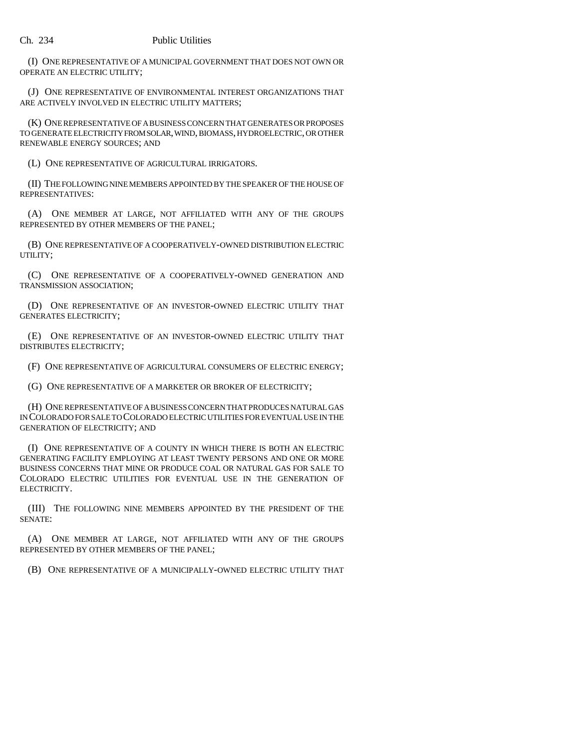(I) ONE REPRESENTATIVE OF A MUNICIPAL GOVERNMENT THAT DOES NOT OWN OR OPERATE AN ELECTRIC UTILITY;

(J) ONE REPRESENTATIVE OF ENVIRONMENTAL INTEREST ORGANIZATIONS THAT ARE ACTIVELY INVOLVED IN ELECTRIC UTILITY MATTERS;

(K) ONE REPRESENTATIVE OF A BUSINESS CONCERN THAT GENERATES OR PROPOSES TO GENERATE ELECTRICITY FROM SOLAR, WIND, BIOMASS, HYDROELECTRIC, OR OTHER RENEWABLE ENERGY SOURCES; AND

(L) ONE REPRESENTATIVE OF AGRICULTURAL IRRIGATORS.

(II) THE FOLLOWING NINE MEMBERS APPOINTED BY THE SPEAKER OF THE HOUSE OF REPRESENTATIVES:

(A) ONE MEMBER AT LARGE, NOT AFFILIATED WITH ANY OF THE GROUPS REPRESENTED BY OTHER MEMBERS OF THE PANEL;

(B) ONE REPRESENTATIVE OF A COOPERATIVELY-OWNED DISTRIBUTION ELECTRIC UTILITY;

(C) ONE REPRESENTATIVE OF A COOPERATIVELY-OWNED GENERATION AND TRANSMISSION ASSOCIATION;

(D) ONE REPRESENTATIVE OF AN INVESTOR-OWNED ELECTRIC UTILITY THAT GENERATES ELECTRICITY;

(E) ONE REPRESENTATIVE OF AN INVESTOR-OWNED ELECTRIC UTILITY THAT DISTRIBUTES ELECTRICITY;

(F) ONE REPRESENTATIVE OF AGRICULTURAL CONSUMERS OF ELECTRIC ENERGY;

(G) ONE REPRESENTATIVE OF A MARKETER OR BROKER OF ELECTRICITY;

(H) ONE REPRESENTATIVE OF A BUSINESS CONCERN THAT PRODUCES NATURAL GAS IN COLORADO FOR SALE TO COLORADO ELECTRIC UTILITIES FOR EVENTUAL USE IN THE GENERATION OF ELECTRICITY; AND

(I) ONE REPRESENTATIVE OF A COUNTY IN WHICH THERE IS BOTH AN ELECTRIC GENERATING FACILITY EMPLOYING AT LEAST TWENTY PERSONS AND ONE OR MORE BUSINESS CONCERNS THAT MINE OR PRODUCE COAL OR NATURAL GAS FOR SALE TO COLORADO ELECTRIC UTILITIES FOR EVENTUAL USE IN THE GENERATION OF ELECTRICITY.

(III) THE FOLLOWING NINE MEMBERS APPOINTED BY THE PRESIDENT OF THE SENATE:

(A) ONE MEMBER AT LARGE, NOT AFFILIATED WITH ANY OF THE GROUPS REPRESENTED BY OTHER MEMBERS OF THE PANEL;

(B) ONE REPRESENTATIVE OF A MUNICIPALLY-OWNED ELECTRIC UTILITY THAT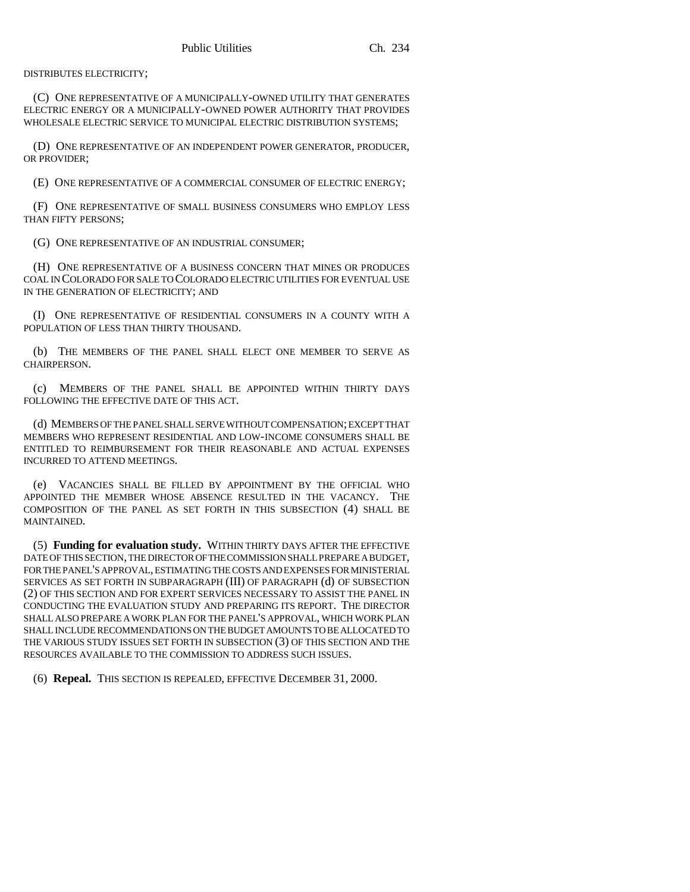DISTRIBUTES ELECTRICITY;

(C) ONE REPRESENTATIVE OF A MUNICIPALLY-OWNED UTILITY THAT GENERATES ELECTRIC ENERGY OR A MUNICIPALLY-OWNED POWER AUTHORITY THAT PROVIDES WHOLESALE ELECTRIC SERVICE TO MUNICIPAL ELECTRIC DISTRIBUTION SYSTEMS;

(D) ONE REPRESENTATIVE OF AN INDEPENDENT POWER GENERATOR, PRODUCER, OR PROVIDER;

(E) ONE REPRESENTATIVE OF A COMMERCIAL CONSUMER OF ELECTRIC ENERGY;

(F) ONE REPRESENTATIVE OF SMALL BUSINESS CONSUMERS WHO EMPLOY LESS THAN FIFTY PERSONS;

(G) ONE REPRESENTATIVE OF AN INDUSTRIAL CONSUMER;

(H) ONE REPRESENTATIVE OF A BUSINESS CONCERN THAT MINES OR PRODUCES COAL IN COLORADO FOR SALE TO COLORADO ELECTRIC UTILITIES FOR EVENTUAL USE IN THE GENERATION OF ELECTRICITY; AND

(I) ONE REPRESENTATIVE OF RESIDENTIAL CONSUMERS IN A COUNTY WITH A POPULATION OF LESS THAN THIRTY THOUSAND.

(b) THE MEMBERS OF THE PANEL SHALL ELECT ONE MEMBER TO SERVE AS CHAIRPERSON.

(c) MEMBERS OF THE PANEL SHALL BE APPOINTED WITHIN THIRTY DAYS FOLLOWING THE EFFECTIVE DATE OF THIS ACT.

(d) MEMBERS OF THE PANEL SHALL SERVE WITHOUT COMPENSATION; EXCEPT THAT MEMBERS WHO REPRESENT RESIDENTIAL AND LOW-INCOME CONSUMERS SHALL BE ENTITLED TO REIMBURSEMENT FOR THEIR REASONABLE AND ACTUAL EXPENSES INCURRED TO ATTEND MEETINGS.

(e) VACANCIES SHALL BE FILLED BY APPOINTMENT BY THE OFFICIAL WHO APPOINTED THE MEMBER WHOSE ABSENCE RESULTED IN THE VACANCY. THE COMPOSITION OF THE PANEL AS SET FORTH IN THIS SUBSECTION (4) SHALL BE MAINTAINED.

(5) **Funding for evaluation study.** WITHIN THIRTY DAYS AFTER THE EFFECTIVE DATE OF THIS SECTION, THE DIRECTOR OF THE COMMISSION SHALL PREPARE A BUDGET, FOR THE PANEL'S APPROVAL, ESTIMATING THE COSTS AND EXPENSES FOR MINISTERIAL SERVICES AS SET FORTH IN SUBPARAGRAPH (III) OF PARAGRAPH (d) OF SUBSECTION (2) OF THIS SECTION AND FOR EXPERT SERVICES NECESSARY TO ASSIST THE PANEL IN CONDUCTING THE EVALUATION STUDY AND PREPARING ITS REPORT. THE DIRECTOR SHALL ALSO PREPARE A WORK PLAN FOR THE PANEL'S APPROVAL, WHICH WORK PLAN SHALL INCLUDE RECOMMENDATIONS ON THE BUDGET AMOUNTS TO BE ALLOCATED TO THE VARIOUS STUDY ISSUES SET FORTH IN SUBSECTION (3) OF THIS SECTION AND THE RESOURCES AVAILABLE TO THE COMMISSION TO ADDRESS SUCH ISSUES.

(6) **Repeal.** THIS SECTION IS REPEALED, EFFECTIVE DECEMBER 31, 2000.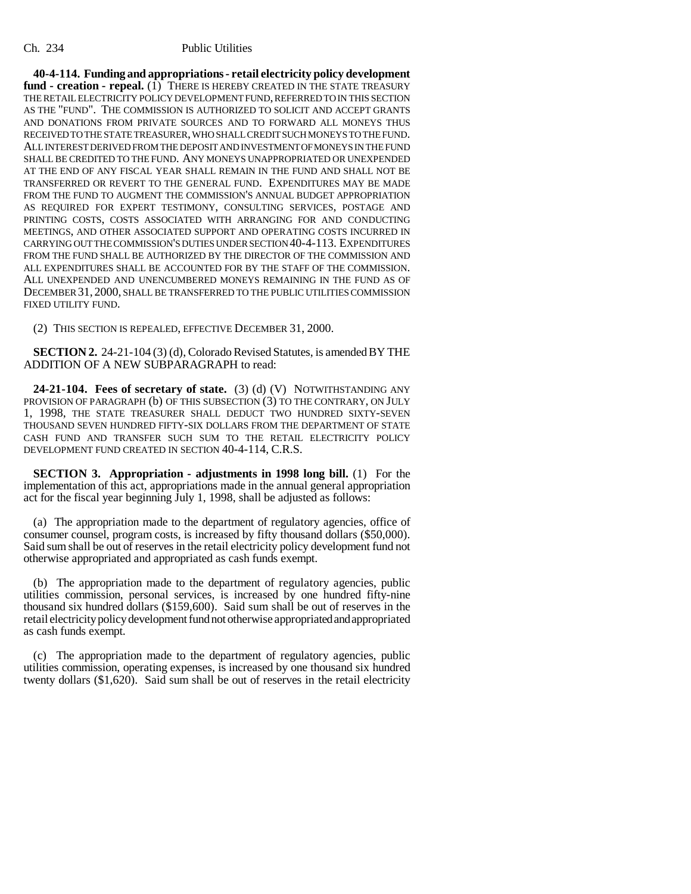**40-4-114. Funding and appropriations - retail electricity policy development fund - creation - repeal.** (1) THERE IS HEREBY CREATED IN THE STATE TREASURY THE RETAIL ELECTRICITY POLICY DEVELOPMENT FUND, REFERRED TO IN THIS SECTION AS THE "FUND". THE COMMISSION IS AUTHORIZED TO SOLICIT AND ACCEPT GRANTS AND DONATIONS FROM PRIVATE SOURCES AND TO FORWARD ALL MONEYS THUS RECEIVED TO THE STATE TREASURER, WHO SHALL CREDIT SUCH MONEYS TO THE FUND. ALL INTEREST DERIVED FROM THE DEPOSIT AND INVESTMENT OF MONEYS IN THE FUND SHALL BE CREDITED TO THE FUND. ANY MONEYS UNAPPROPRIATED OR UNEXPENDED AT THE END OF ANY FISCAL YEAR SHALL REMAIN IN THE FUND AND SHALL NOT BE TRANSFERRED OR REVERT TO THE GENERAL FUND. EXPENDITURES MAY BE MADE FROM THE FUND TO AUGMENT THE COMMISSION'S ANNUAL BUDGET APPROPRIATION AS REQUIRED FOR EXPERT TESTIMONY, CONSULTING SERVICES, POSTAGE AND PRINTING COSTS, COSTS ASSOCIATED WITH ARRANGING FOR AND CONDUCTING MEETINGS, AND OTHER ASSOCIATED SUPPORT AND OPERATING COSTS INCURRED IN CARRYING OUT THE COMMISSION'S DUTIES UNDER SECTION 40-4-113. EXPENDITURES FROM THE FUND SHALL BE AUTHORIZED BY THE DIRECTOR OF THE COMMISSION AND ALL EXPENDITURES SHALL BE ACCOUNTED FOR BY THE STAFF OF THE COMMISSION. ALL UNEXPENDED AND UNENCUMBERED MONEYS REMAINING IN THE FUND AS OF DECEMBER 31, 2000, SHALL BE TRANSFERRED TO THE PUBLIC UTILITIES COMMISSION FIXED UTILITY FUND.

(2) THIS SECTION IS REPEALED, EFFECTIVE DECEMBER 31, 2000.

**SECTION 2.** 24-21-104 (3) (d), Colorado Revised Statutes, is amended BY THE ADDITION OF A NEW SUBPARAGRAPH to read:

**24-21-104. Fees of secretary of state.** (3) (d) (V) NOTWITHSTANDING ANY PROVISION OF PARAGRAPH (b) OF THIS SUBSECTION (3) TO THE CONTRARY, ON JULY 1, 1998, THE STATE TREASURER SHALL DEDUCT TWO HUNDRED SIXTY-SEVEN THOUSAND SEVEN HUNDRED FIFTY-SIX DOLLARS FROM THE DEPARTMENT OF STATE CASH FUND AND TRANSFER SUCH SUM TO THE RETAIL ELECTRICITY POLICY DEVELOPMENT FUND CREATED IN SECTION 40-4-114, C.R.S.

**SECTION 3. Appropriation - adjustments in 1998 long bill.** (1) For the implementation of this act, appropriations made in the annual general appropriation act for the fiscal year beginning July 1, 1998, shall be adjusted as follows:

(a) The appropriation made to the department of regulatory agencies, office of consumer counsel, program costs, is increased by fifty thousand dollars ($50,000). Said sum shall be out of reserves in the retail electricity policy development fund not otherwise appropriated and appropriated as cash funds exempt.

(b) The appropriation made to the department of regulatory agencies, public utilities commission, personal services, is increased by one hundred fifty-nine thousand six hundred dollars ($159,600). Said sum shall be out of reserves in the retail electricity policy development fund not otherwise appropriated and appropriated as cash funds exempt.

(c) The appropriation made to the department of regulatory agencies, public utilities commission, operating expenses, is increased by one thousand six hundred twenty dollars ($1,620). Said sum shall be out of reserves in the retail electricity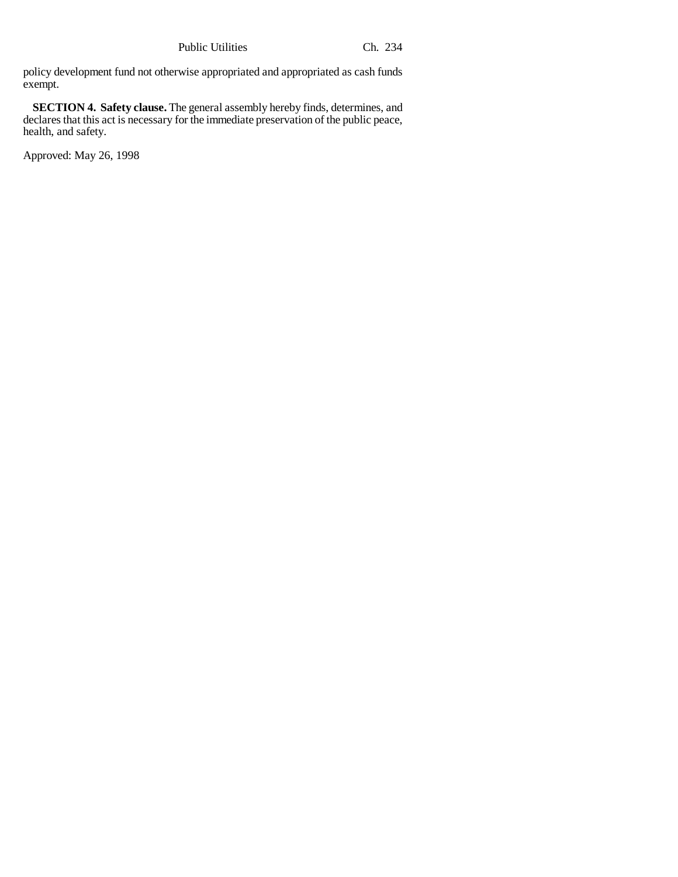policy development fund not otherwise appropriated and appropriated as cash funds exempt.

**SECTION 4. Safety clause.** The general assembly hereby finds, determines, and declares that this act is necessary for the immediate preservation of the public peace, health, and safety.

Approved: May 26, 1998